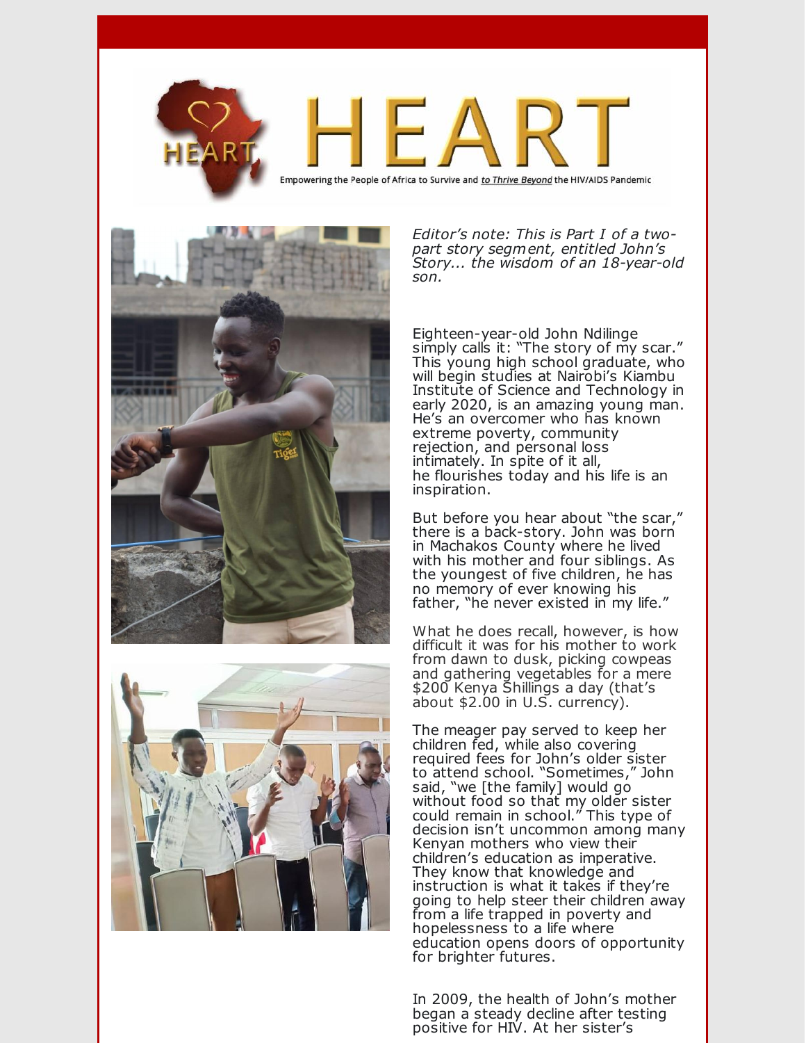# HEART

Empowering the People of Africa to Survive and *to Thrive Beyond* the HIV/AIDS Pandemic

*Editor's note: This is Part I of a two-part story segment, entitled John's Story... the wisdom of an 18-year-old son.*

Eighteen-year-old John Ndilinge simply calls it: "The story of my scar." This young high school graduate, who will begin studies at Nairobi's Kiambu Institute of Science and Technology in early 2020, is an amazing young man. He's an overcomer who has known extreme poverty, community rejection, and personal loss intimately. In spite of it all, he flourishes today and his life is an inspiration.

But before you hear about "the scar," there is a back-story. John was born in Machakos County where he lived with his mother and four siblings. As the youngest of five children, he has no memory of ever knowing his father, "he never existed in my life."

What he does recall, however, is how difficult it was for his mother to work from dawn to dusk, picking cowpeas and gathering vegetables for a mere $200 Kenya Shillings a day (that's about $2.00 in U.S. currency).

The meager pay served to keep her children fed, while also covering required fees for John's older sister to attend school. "Sometimes," John said, "we [the family] would go without food so that my older sister could remain in school." This type of decision isn't uncommon among many Kenyan mothers who view their children's education as imperative. They know that knowledge and instruction is what it takes if they're going to help steer their children away from a life trapped in poverty and hopelessness to a life where education opens doors of opportunity for brighter futures.

In 2009, the health of John's mother began a steady decline after testing positive for HIV. At her sister's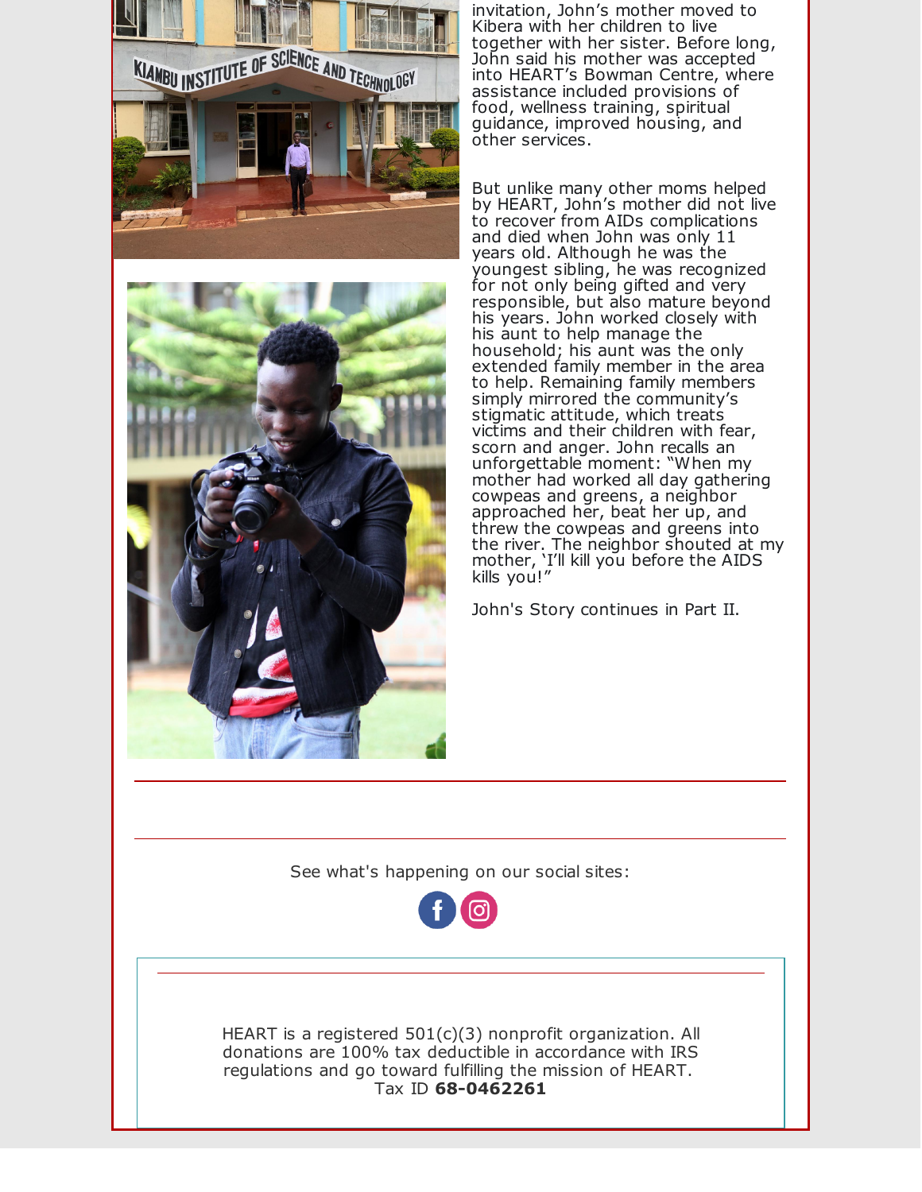invitation, John's mother moved to Kibera with her children to live together with her sister. Before long, John said his mother was accepted into HEART's Bowman Centre, where assistance included provisions of food, wellness training, spiritual guidance, improved housing, and other services.

But unlike many other moms helped by HEART, John's mother did not live to recover from AIDs complications and died when John was only 11 years old. Although he was the youngest sibling, he was recognized for not only being gifted and very responsible, but also mature beyond his years. John worked closely with his aunt to help manage the household; his aunt was the only extended family member in the area to help. Remaining family members simply mirrored the community's stigmatic attitude, which treats victims and their children with fear, scorn and anger. John recalls an unforgettable moment: "When my mother had worked all day gathering cowpeas and greens, a neighbor approached her, beat her up, and threw the cowpeas and greens into the river. The neighbor shouted at my mother, 'I'll kill you before the AIDS kills you!"

John's Story continues in Part II.

---

See what's happening on our social sites:

HEART is a registered 501(c)(3) nonprofit organization. All donations are 100% tax deductible in accordance with IRS regulations and go toward fulfilling the mission of HEART. Tax ID **68-0462261**